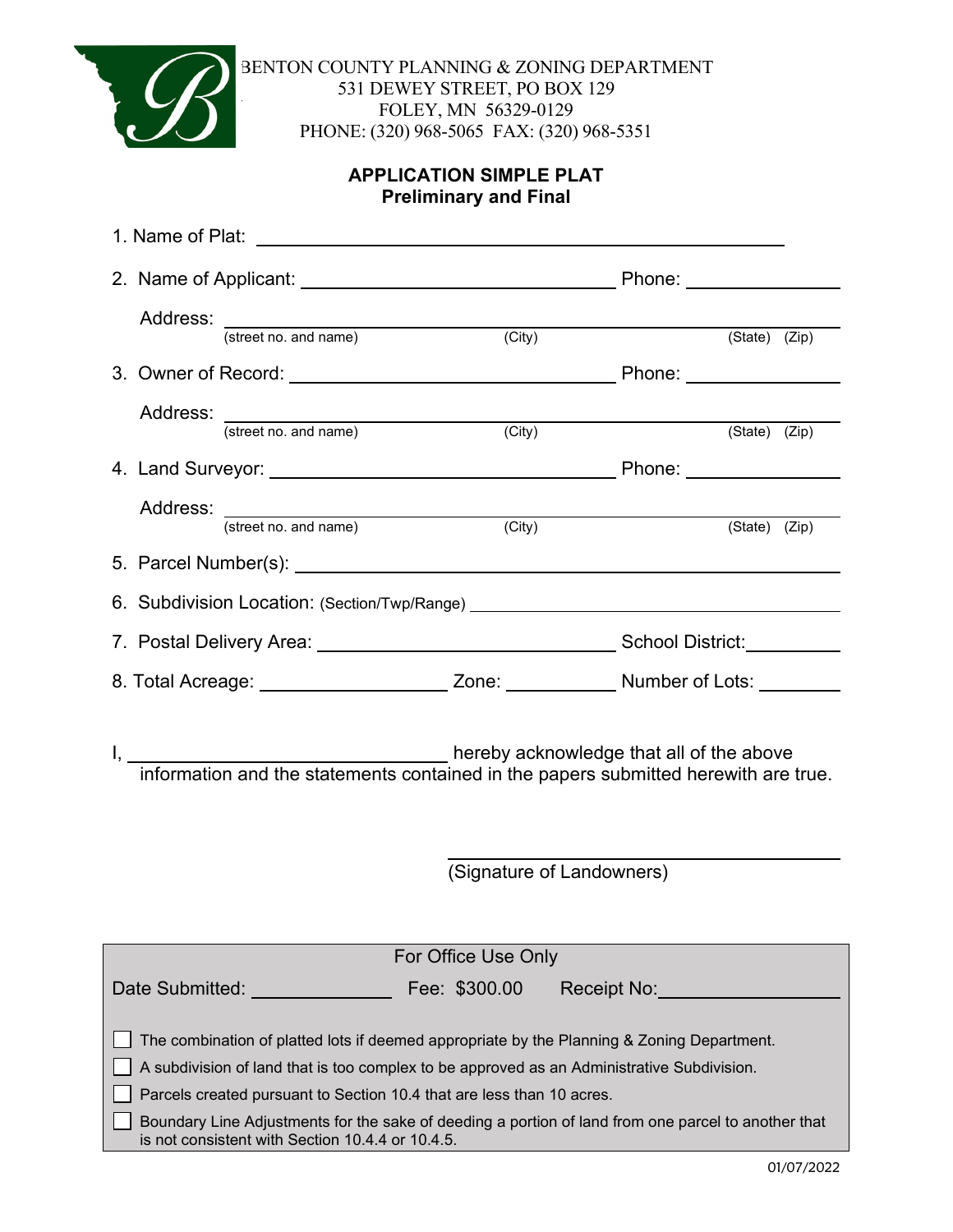BENTON COUNTY PLANNING & ZONING DEPARTMENT
531 DEWEY STREET, PO BOX 129
FOLEY, MN 56329-0129
PHONE: (320) 968-5065 FAX: (320) 968-5351

## APPLICATION SIMPLE PLAT
### Preliminary and Final

1. Name of Plat: ______________________________

2. Name of Applicant: ______________________________ Phone: ______________

   Address: ______________________________
   (street no. and name) (City) (State) (Zip)

3. Owner of Record: ______________________________ Phone: ______________

   Address: ______________________________
   (street no. and name) (City) (State) (Zip)

4. Land Surveyor: ______________________________ Phone: ______________

   Address: ______________________________
   (street no. and name) (City) (State) (Zip)

5. Parcel Number(s): ______________________________

6. Subdivision Location: (Section/Twp/Range) ______________________________

7. Postal Delivery Area: ______________________________ School District: __________

8. Total Acreage: ______________ Zone: __________ Number of Lots: ________

I, ______________________________ hereby acknowledge that all of the above information and the statements contained in the papers submitted herewith are true.

______________________________
(Signature of Landowners)

---

For Office Use Only

Date Submitted: ____________ Fee: $300.00 Receipt No: ______________

- [ ] The combination of platted lots if deemed appropriate by the Planning & Zoning Department.
- [ ] A subdivision of land that is too complex to be approved as an Administrative Subdivision.
- [ ] Parcels created pursuant to Section 10.4 that are less than 10 acres.
- [ ] Boundary Line Adjustments for the sake of deeding a portion of land from one parcel to another that is not consistent with Section 10.4.4 or 10.4.5.

01/07/2022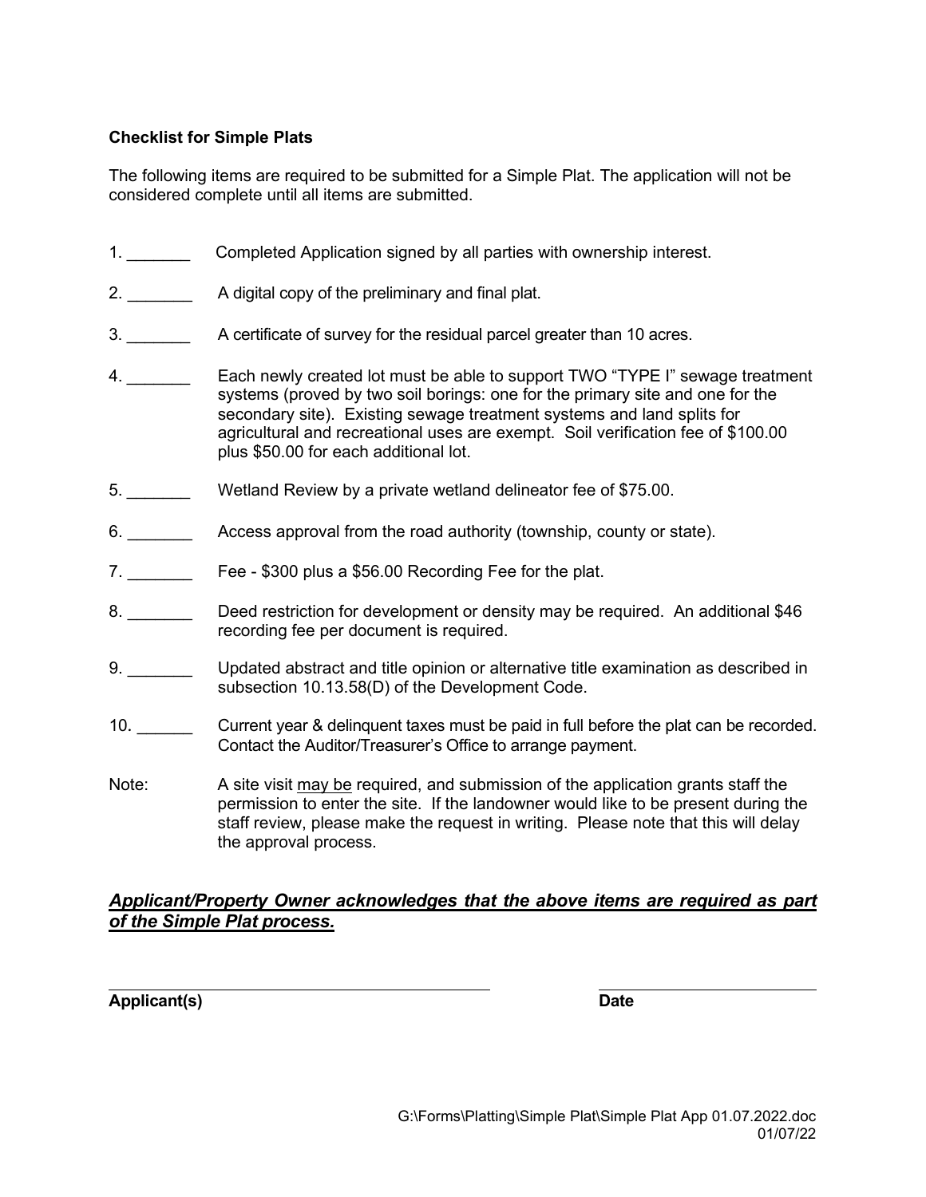**Checklist for Simple Plats**

The following items are required to be submitted for a Simple Plat. The application will not be considered complete until all items are submitted.

1. _______ Completed Application signed by all parties with ownership interest.

2. _______ A digital copy of the preliminary and final plat.

3. _______ A certificate of survey for the residual parcel greater than 10 acres.

4. _______ Each newly created lot must be able to support TWO "TYPE I" sewage treatment systems (proved by two soil borings: one for the primary site and one for the secondary site). Existing sewage treatment systems and land splits for agricultural and recreational uses are exempt. Soil verification fee of $100.00 plus $50.00 for each additional lot.

5. _______ Wetland Review by a private wetland delineator fee of $75.00.

6. _______ Access approval from the road authority (township, county or state).

7. _______ Fee - $300 plus a $56.00 Recording Fee for the plat.

8. _______ Deed restriction for development or density may be required. An additional $46 recording fee per document is required.

9. _______ Updated abstract and title opinion or alternative title examination as described in subsection 10.13.58(D) of the Development Code.

10. ______ Current year & delinquent taxes must be paid in full before the plat can be recorded. Contact the Auditor/Treasurer's Office to arrange payment.

Note: A site visit <u>may be</u> required, and submission of the application grants staff the permission to enter the site. If the landowner would like to be present during the staff review, please make the request in writing. Please note that this will delay the approval process.

***<u>Applicant/Property Owner acknowledges that the above items are required as part of the Simple Plat process.</u>***

______________________________________ ____________________

**Applicant(s)** **Date**

G:\Forms\Platting\Simple Plat\Simple Plat App 01.07.2022.doc
01/07/22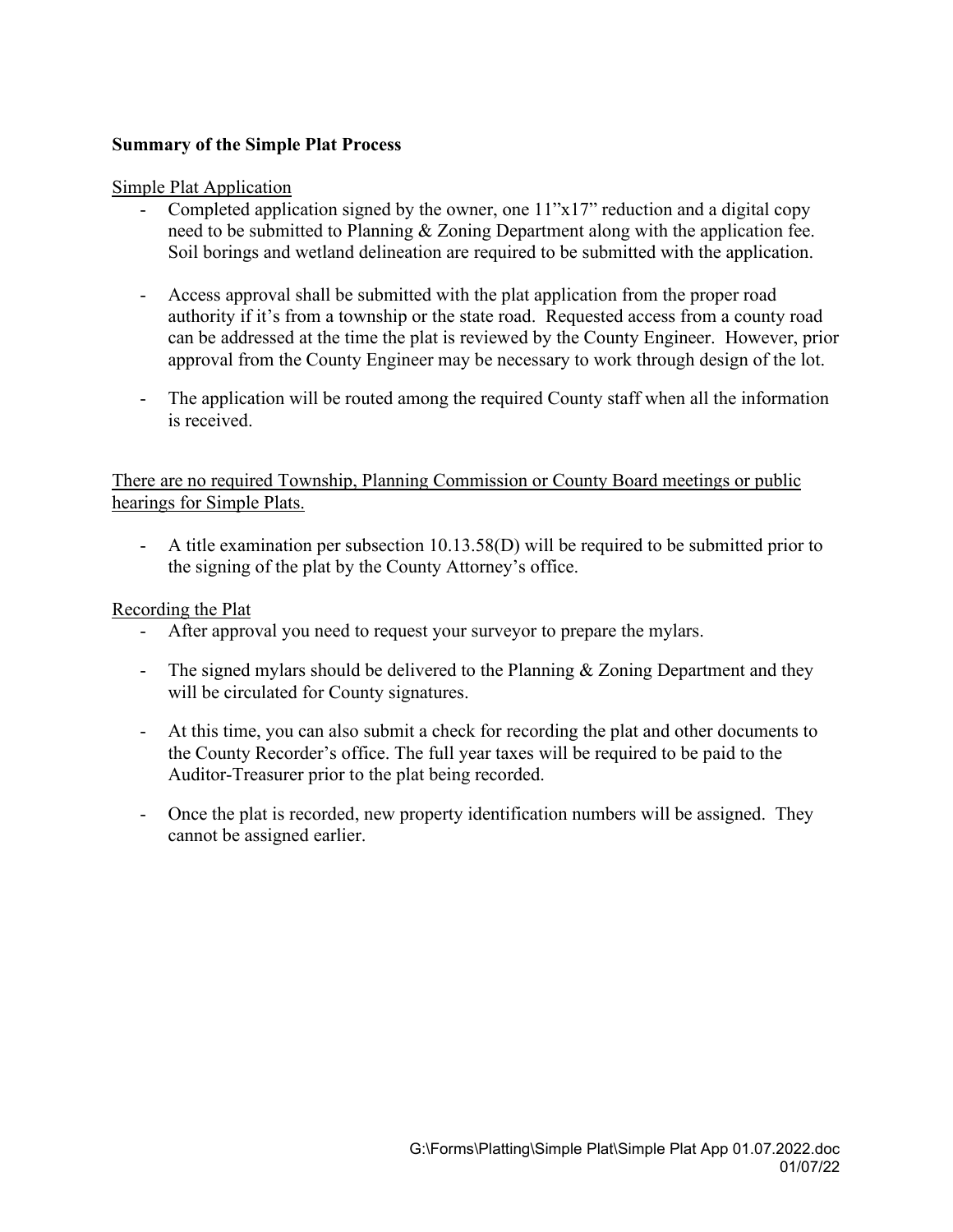**Summary of the Simple Plat Process**

Simple Plat Application

- Completed application signed by the owner, one 11"x17" reduction and a digital copy need to be submitted to Planning & Zoning Department along with the application fee. Soil borings and wetland delineation are required to be submitted with the application.

- Access approval shall be submitted with the plat application from the proper road authority if it's from a township or the state road. Requested access from a county road can be addressed at the time the plat is reviewed by the County Engineer. However, prior approval from the County Engineer may be necessary to work through design of the lot.

- The application will be routed among the required County staff when all the information is received.

There are no required Township, Planning Commission or County Board meetings or public hearings for Simple Plats.

- A title examination per subsection 10.13.58(D) will be required to be submitted prior to the signing of the plat by the County Attorney's office.

Recording the Plat

- After approval you need to request your surveyor to prepare the mylars.

- The signed mylars should be delivered to the Planning & Zoning Department and they will be circulated for County signatures.

- At this time, you can also submit a check for recording the plat and other documents to the County Recorder's office. The full year taxes will be required to be paid to the Auditor-Treasurer prior to the plat being recorded.

- Once the plat is recorded, new property identification numbers will be assigned. They cannot be assigned earlier.

G:\Forms\Platting\Simple Plat\Simple Plat App 01.07.2022.doc
01/07/22